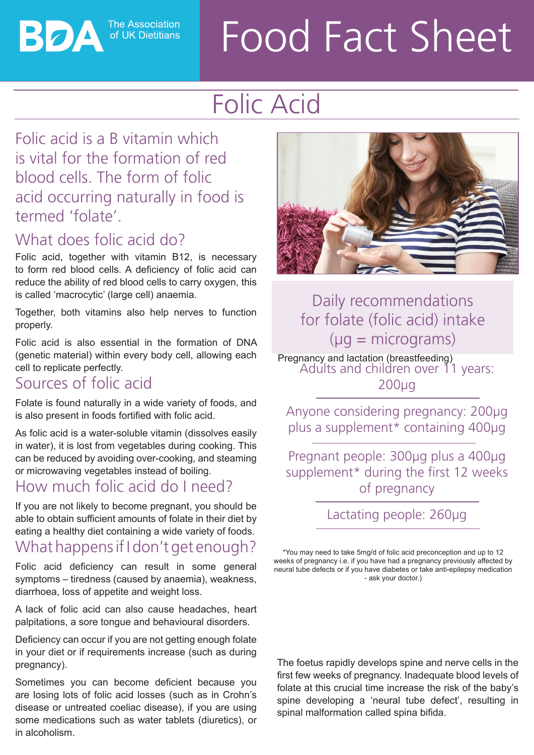# Food Fact Sheet

BDA The Association of UK Dietitians

# Folic Acid

Folic acid is a B vitamin which is vital for the formation of red blood cells. The form of folic acid occurring naturally in food is termed 'folate'.

## What does folic acid do?

Folic acid, together with vitamin B12, is necessary to form red blood cells. A deficiency of folic acid can reduce the ability of red blood cells to carry oxygen, this is called 'macrocytic' (large cell) anaemia.

Together, both vitamins also help nerves to function properly.

Folic acid is also essential in the formation of DNA (genetic material) within every body cell, allowing each cell to replicate perfectly.

## Sources of folic acid

Folate is found naturally in a wide variety of foods, and is also present in foods fortified with folic acid.

As folic acid is a water-soluble vitamin (dissolves easily in water), it is lost from vegetables during cooking. This can be reduced by avoiding over-cooking, and steaming or microwaving vegetables instead of boiling.

## How much folic acid do I need?

If you are not likely to become pregnant, you should be able to obtain sufficient amounts of folate in their diet by eating a healthy diet containing a wide variety of foods.

## What happens if I don't get enough?

Folic acid deficiency can result in some general symptoms – tiredness (caused by anaemia), weakness, diarrhoea, loss of appetite and weight loss.

A lack of folic acid can also cause headaches, heart palpitations, a sore tongue and behavioural disorders.

Deficiency can occur if you are not getting enough folate in your diet or if requirements increase (such as during pregnancy).

Sometimes you can become deficient because you are losing lots of folic acid losses (such as in Crohn's disease or untreated coeliac disease), if you are using some medications such as water tablets (diuretics), or in alcoholism.

### Daily recommendations for folate (folic acid) intake (μg = micrograms)

Pregnancy and lactation (breastfeeding)

Adults and children over 11 years: 200μg

Anyone considering pregnancy: 200μg plus a supplement* containing 400μg

Pregnant people: 300μg plus a 400μg supplement* during the first 12 weeks of pregnancy

Lactating people: 260μg

*You may need to take 5mg/d of folic acid preconception and up to 12 weeks of pregnancy i.e. if you have had a pregnancy previously affected by neural tube defects or if you have diabetes or take anti-epilepsy medication - ask your doctor.)

The foetus rapidly develops spine and nerve cells in the first few weeks of pregnancy. Inadequate blood levels of folate at this crucial time increase the risk of the baby's spine developing a 'neural tube defect', resulting in spinal malformation called spina bifida.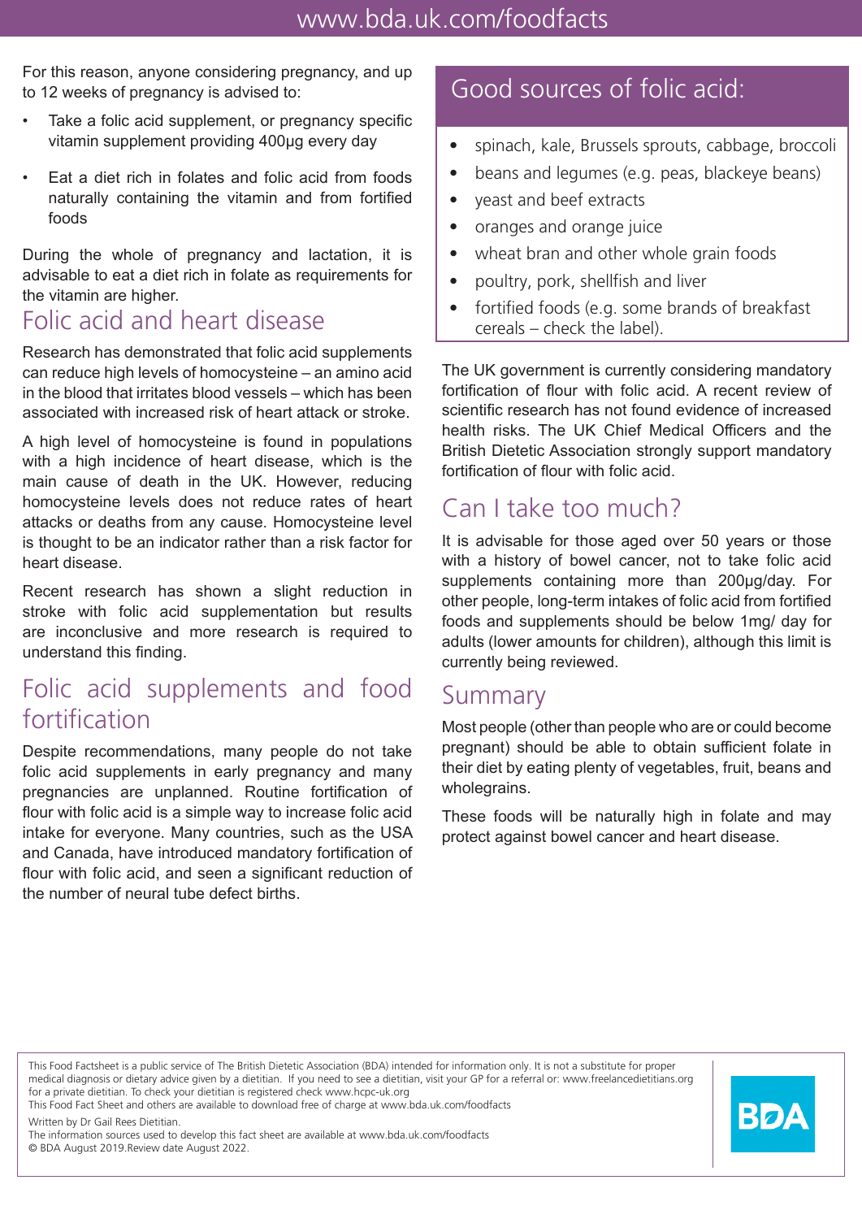For this reason, anyone considering pregnancy, and up to 12 weeks of pregnancy is advised to:

- Take a folic acid supplement, or pregnancy specific vitamin supplement providing 400µg every day
- Eat a diet rich in folates and folic acid from foods naturally containing the vitamin and from fortified foods

During the whole of pregnancy and lactation, it is advisable to eat a diet rich in folate as requirements for the vitamin are higher.

## Folic acid and heart disease

Research has demonstrated that folic acid supplements can reduce high levels of homocysteine – an amino acid in the blood that irritates blood vessels – which has been associated with increased risk of heart attack or stroke.

A high level of homocysteine is found in populations with a high incidence of heart disease, which is the main cause of death in the UK. However, reducing homocysteine levels does not reduce rates of heart attacks or deaths from any cause. Homocysteine level is thought to be an indicator rather than a risk factor for heart disease.

Recent research has shown a slight reduction in stroke with folic acid supplementation but results are inconclusive and more research is required to understand this finding.

## Folic acid supplements and food fortification

Despite recommendations, many people do not take folic acid supplements in early pregnancy and many pregnancies are unplanned. Routine fortification of flour with folic acid is a simple way to increase folic acid intake for everyone. Many countries, such as the USA and Canada, have introduced mandatory fortification of flour with folic acid, and seen a significant reduction of the number of neural tube defect births.

## Good sources of folic acid:

- spinach, kale, Brussels sprouts, cabbage, broccoli
- beans and legumes (e.g. peas, blackeye beans)
- yeast and beef extracts
- oranges and orange juice
- wheat bran and other whole grain foods
- poultry, pork, shellfish and liver
- fortified foods (e.g. some brands of breakfast cereals – check the label).

The UK government is currently considering mandatory fortification of flour with folic acid. A recent review of scientific research has not found evidence of increased health risks. The UK Chief Medical Officers and the British Dietetic Association strongly support mandatory fortification of flour with folic acid.

## Can I take too much?

It is advisable for those aged over 50 years or those with a history of bowel cancer, not to take folic acid supplements containing more than 200µg/day. For other people, long-term intakes of folic acid from fortified foods and supplements should be below 1mg/ day for adults (lower amounts for children), although this limit is currently being reviewed.

## Summary

Most people (other than people who are or could become pregnant) should be able to obtain sufficient folate in their diet by eating plenty of vegetables, fruit, beans and wholegrains.

These foods will be naturally high in folate and may protect against bowel cancer and heart disease.

This Food Factsheet is a public service of The British Dietetic Association (BDA) intended for information only. It is not a substitute for proper medical diagnosis or dietary advice given by a dietitian. If you need to see a dietitian, visit your GP for a referral or: www.freelancedietitians.org for a private dietitian. To check your dietitian is registered check www.hcpc-uk.org
This Food Fact Sheet and others are available to download free of charge at www.bda.uk.com/foodfacts

Written by Dr Gail Rees Dietitian.
The information sources used to develop this fact sheet are available at www.bda.uk.com/foodfacts
© BDA August 2019.Review date August 2022.